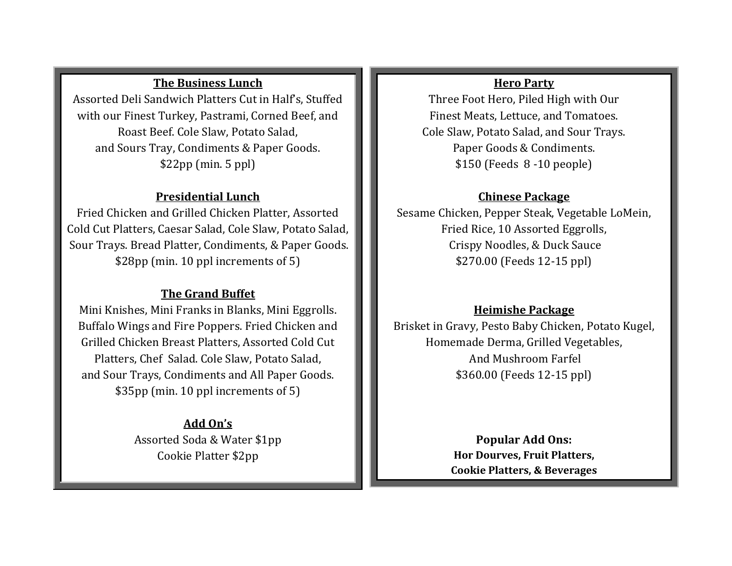## The Business Lunch

Assorted Deli Sandwich Platters Cut in Half's, Stuffed with our Finest Turkey, Pastrami, Corned Beef, and Roast Beef. Cole Slaw, Potato Salad, and Sours Tray, Condiments & Paper Goods.
$22pp (min. 5 ppl)

## Presidential Lunch

Fried Chicken and Grilled Chicken Platter, Assorted Cold Cut Platters, Caesar Salad, Cole Slaw, Potato Salad, Sour Trays. Bread Platter, Condiments, & Paper Goods.
$28pp (min. 10 ppl increments of 5)

## The Grand Buffet

Mini Knishes, Mini Franks in Blanks, Mini Eggrolls. Buffalo Wings and Fire Poppers. Fried Chicken and Grilled Chicken Breast Platters, Assorted Cold Cut Platters, Chef Salad. Cole Slaw, Potato Salad, and Sour Trays, Condiments and All Paper Goods.
$35pp (min. 10 ppl increments of 5)

## Add On's

Assorted Soda & Water $1pp
Cookie Platter $2pp

## Hero Party

Three Foot Hero, Piled High with Our Finest Meats, Lettuce, and Tomatoes.
Cole Slaw, Potato Salad, and Sour Trays.
Paper Goods & Condiments.
$150 (Feeds 8 -10 people)

## Chinese Package

Sesame Chicken, Pepper Steak, Vegetable LoMein, Fried Rice, 10 Assorted Eggrolls, Crispy Noodles, & Duck Sauce
$270.00 (Feeds 12-15 ppl)

## Heimishe Package

Brisket in Gravy, Pesto Baby Chicken, Potato Kugel, Homemade Derma, Grilled Vegetables, And Mushroom Farfel
$360.00 (Feeds 12-15 ppl)

**Popular Add Ons:**
**Hor Dourves, Fruit Platters, Cookie Platters, & Beverages**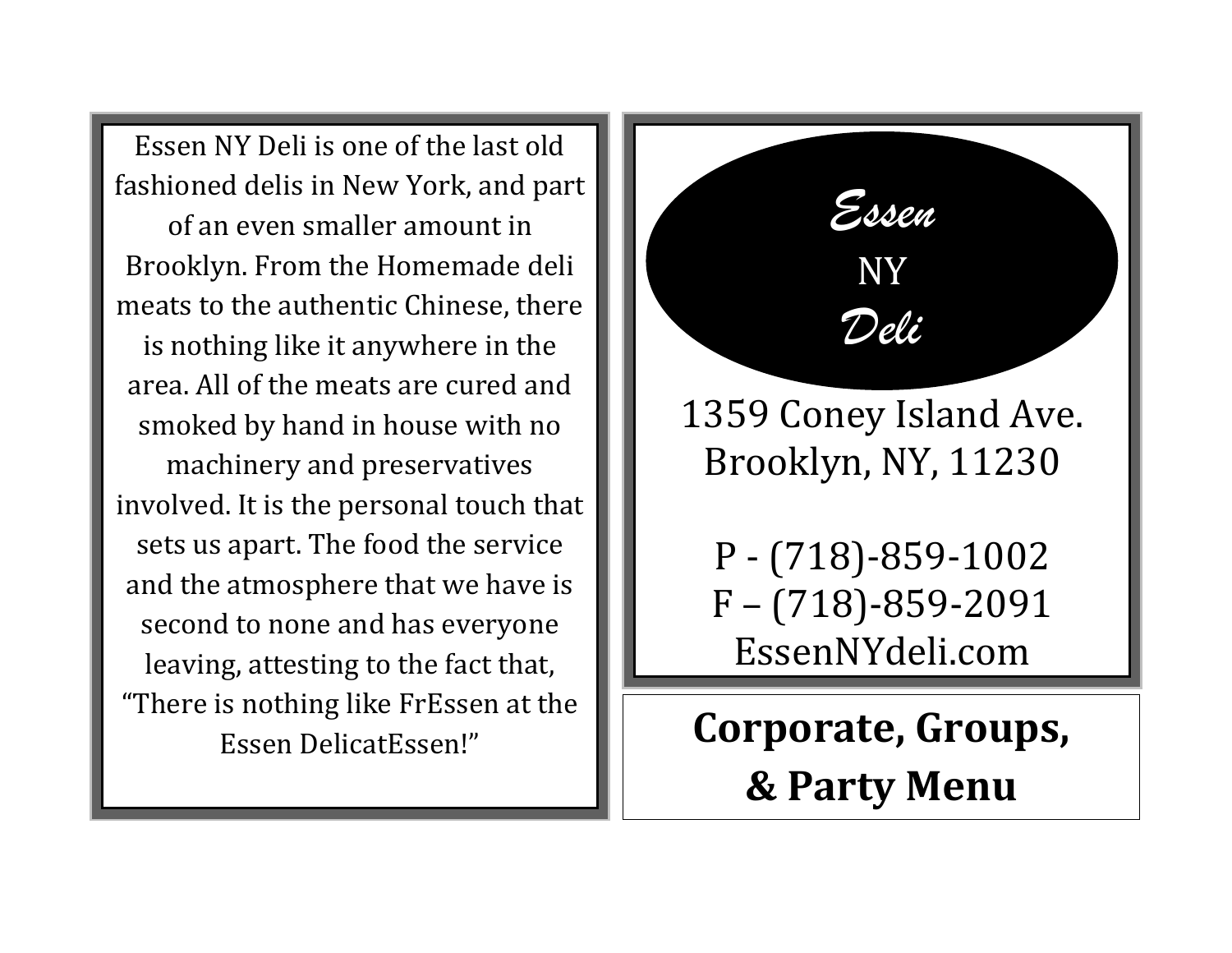Essen NY Deli is one of the last old fashioned delis in New York, and part of an even smaller amount in Brooklyn. From the Homemade deli meats to the authentic Chinese, there is nothing like it anywhere in the area. All of the meats are cured and smoked by hand in house with no machinery and preservatives involved. It is the personal touch that sets us apart. The food the service and the atmosphere that we have is second to none and has everyone leaving, attesting to the fact that, "There is nothing like FrEssen at the Essen DelicatEssen!"

# *Essen* NY *Deli*

1359 Coney Island Ave.
Brooklyn, NY, 11230

P - (718)-859-1002
F – (718)-859-2091
EssenNYdeli.com

## Corporate, Groups, & Party Menu